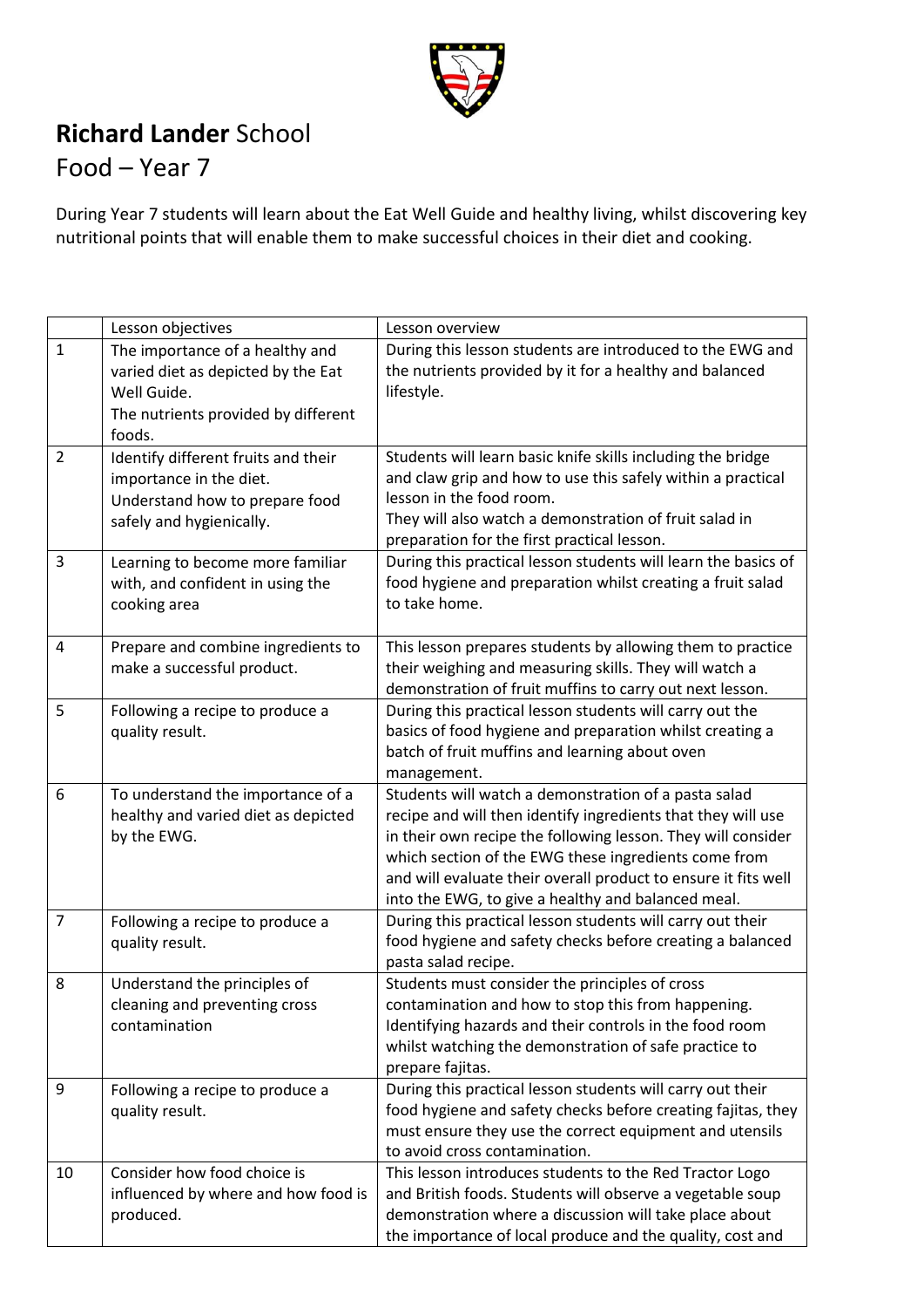# **Richard Lander** School

## Food – Year 7

During Year 7 students will learn about the Eat Well Guide and healthy living, whilst discovering key nutritional points that will enable them to make successful choices in their diet and cooking.

| | Lesson objectives | Lesson overview |
|---|---|---|
| 1 | The importance of a healthy and varied diet as depicted by the Eat Well Guide.<br>The nutrients provided by different foods. | During this lesson students are introduced to the EWG and the nutrients provided by it for a healthy and balanced lifestyle. |
| 2 | Identify different fruits and their importance in the diet.<br>Understand how to prepare food safely and hygienically. | Students will learn basic knife skills including the bridge and claw grip and how to use this safely within a practical lesson in the food room.<br>They will also watch a demonstration of fruit salad in preparation for the first practical lesson. |
| 3 | Learning to become more familiar with, and confident in using the cooking area | During this practical lesson students will learn the basics of food hygiene and preparation whilst creating a fruit salad to take home. |
| 4 | Prepare and combine ingredients to make a successful product. | This lesson prepares students by allowing them to practice their weighing and measuring skills. They will watch a demonstration of fruit muffins to carry out next lesson. |
| 5 | Following a recipe to produce a quality result. | During this practical lesson students will carry out the basics of food hygiene and preparation whilst creating a batch of fruit muffins and learning about oven management. |
| 6 | To understand the importance of a healthy and varied diet as depicted by the EWG. | Students will watch a demonstration of a pasta salad recipe and will then identify ingredients that they will use in their own recipe the following lesson. They will consider which section of the EWG these ingredients come from and will evaluate their overall product to ensure it fits well into the EWG, to give a healthy and balanced meal. |
| 7 | Following a recipe to produce a quality result. | During this practical lesson students will carry out their food hygiene and safety checks before creating a balanced pasta salad recipe. |
| 8 | Understand the principles of cleaning and preventing cross contamination | Students must consider the principles of cross contamination and how to stop this from happening. Identifying hazards and their controls in the food room whilst watching the demonstration of safe practice to prepare fajitas. |
| 9 | Following a recipe to produce a quality result. | During this practical lesson students will carry out their food hygiene and safety checks before creating fajitas, they must ensure they use the correct equipment and utensils to avoid cross contamination. |
| 10 | Consider how food choice is influenced by where and how food is produced. | This lesson introduces students to the Red Tractor Logo and British foods. Students will observe a vegetable soup demonstration where a discussion will take place about the importance of local produce and the quality, cost and |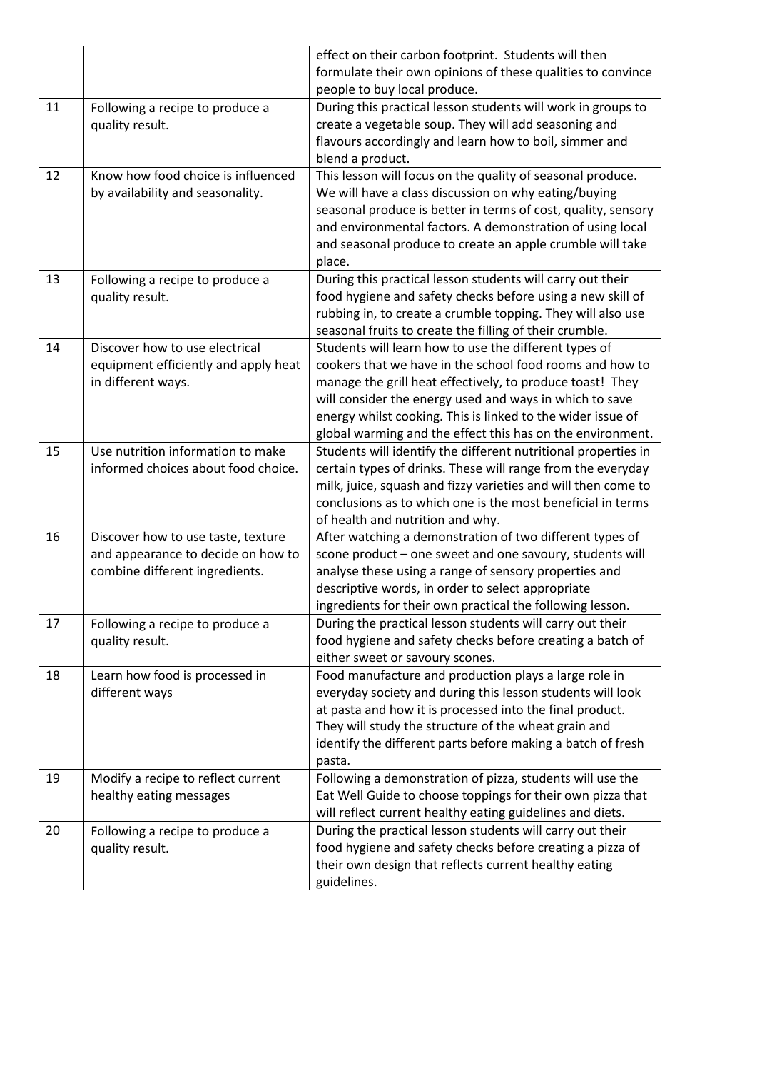| | | |
|---|---|---|
| | | effect on their carbon footprint. Students will then formulate their own opinions of these qualities to convince people to buy local produce. |
| 11 | Following a recipe to produce a quality result. | During this practical lesson students will work in groups to create a vegetable soup. They will add seasoning and flavours accordingly and learn how to boil, simmer and blend a product. |
| 12 | Know how food choice is influenced by availability and seasonality. | This lesson will focus on the quality of seasonal produce. We will have a class discussion on why eating/buying seasonal produce is better in terms of cost, quality, sensory and environmental factors. A demonstration of using local and seasonal produce to create an apple crumble will take place. |
| 13 | Following a recipe to produce a quality result. | During this practical lesson students will carry out their food hygiene and safety checks before using a new skill of rubbing in, to create a crumble topping. They will also use seasonal fruits to create the filling of their crumble. |
| 14 | Discover how to use electrical equipment efficiently and apply heat in different ways. | Students will learn how to use the different types of cookers that we have in the school food rooms and how to manage the grill heat effectively, to produce toast! They will consider the energy used and ways in which to save energy whilst cooking. This is linked to the wider issue of global warming and the effect this has on the environment. |
| 15 | Use nutrition information to make informed choices about food choice. | Students will identify the different nutritional properties in certain types of drinks. These will range from the everyday milk, juice, squash and fizzy varieties and will then come to conclusions as to which one is the most beneficial in terms of health and nutrition and why. |
| 16 | Discover how to use taste, texture and appearance to decide on how to combine different ingredients. | After watching a demonstration of two different types of scone product – one sweet and one savoury, students will analyse these using a range of sensory properties and descriptive words, in order to select appropriate ingredients for their own practical the following lesson. |
| 17 | Following a recipe to produce a quality result. | During the practical lesson students will carry out their food hygiene and safety checks before creating a batch of either sweet or savoury scones. |
| 18 | Learn how food is processed in different ways | Food manufacture and production plays a large role in everyday society and during this lesson students will look at pasta and how it is processed into the final product. They will study the structure of the wheat grain and identify the different parts before making a batch of fresh pasta. |
| 19 | Modify a recipe to reflect current healthy eating messages | Following a demonstration of pizza, students will use the Eat Well Guide to choose toppings for their own pizza that will reflect current healthy eating guidelines and diets. |
| 20 | Following a recipe to produce a quality result. | During the practical lesson students will carry out their food hygiene and safety checks before creating a pizza of their own design that reflects current healthy eating guidelines. |